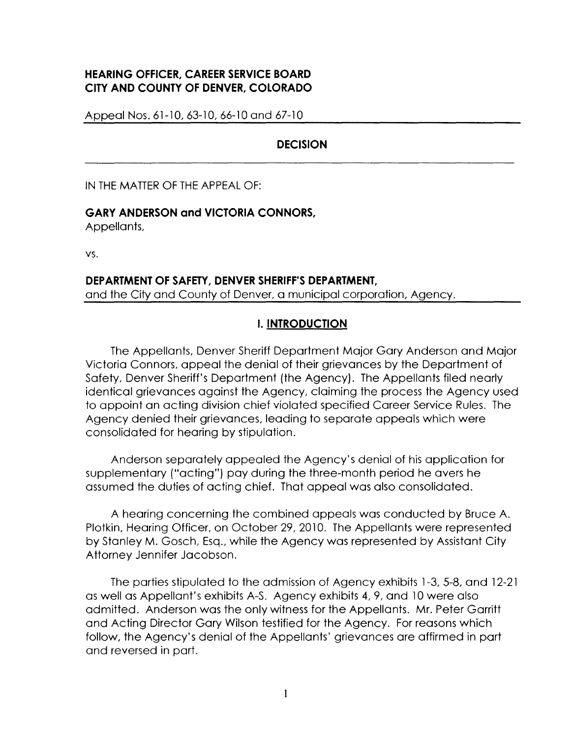**HEARING OFFICER, CAREER SERVICE BOARD**
**CITY AND COUNTY OF DENVER, COLORADO**

Appeal Nos. 61-10, 63-10, 66-10 and 67-10

## DECISION

IN THE MATTER OF THE APPEAL OF:

**GARY ANDERSON and VICTORIA CONNORS,**
Appellants,

vs.

**DEPARTMENT OF SAFETY, DENVER SHERIFF'S DEPARTMENT,**
and the City and County of Denver, a municipal corporation, Agency.

## I. INTRODUCTION

The Appellants, Denver Sheriff Department Major Gary Anderson and Major Victoria Connors, appeal the denial of their grievances by the Department of Safety, Denver Sheriff's Department (the Agency). The Appellants filed nearly identical grievances against the Agency, claiming the process the Agency used to appoint an acting division chief violated specified Career Service Rules. The Agency denied their grievances, leading to separate appeals which were consolidated for hearing by stipulation.

Anderson separately appealed the Agency's denial of his application for supplementary ("acting") pay during the three-month period he avers he assumed the duties of acting chief. That appeal was also consolidated.

A hearing concerning the combined appeals was conducted by Bruce A. Plotkin, Hearing Officer, on October 29, 2010. The Appellants were represented by Stanley M. Gosch, Esq., while the Agency was represented by Assistant City Attorney Jennifer Jacobson.

The parties stipulated to the admission of Agency exhibits 1-3, 5-8, and 12-21 as well as Appellant's exhibits A-S. Agency exhibits 4, 9, and 10 were also admitted. Anderson was the only witness for the Appellants. Mr. Peter Garritt and Acting Director Gary Wilson testified for the Agency. For reasons which follow, the Agency's denial of the Appellants' grievances are affirmed in part and reversed in part.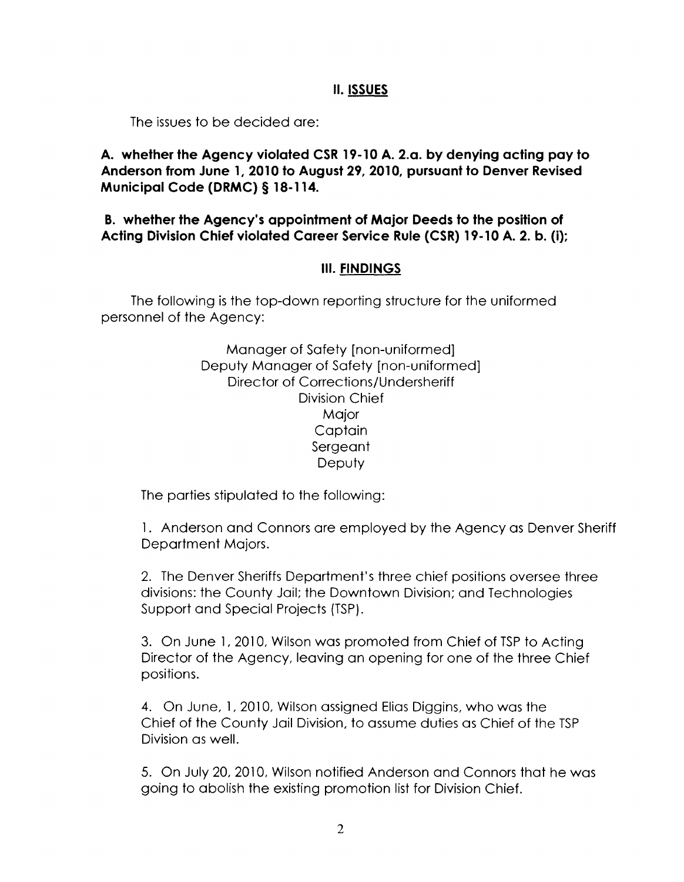## II. ISSUES

The issues to be decided are:

**A. whether the Agency violated CSR 19-10 A. 2.a. by denying acting pay to Anderson from June 1, 2010 to August 29, 2010, pursuant to Denver Revised Municipal Code (DRMC) § 18-114.**

**B. whether the Agency's appointment of Major Deeds to the position of Acting Division Chief violated Career Service Rule (CSR) 19-10 A. 2. b. (i);**

## III. FINDINGS

The following is the top-down reporting structure for the uniformed personnel of the Agency:

Manager of Safety [non-uniformed]
Deputy Manager of Safety [non-uniformed]
Director of Corrections/Undersheriff
Division Chief
Major
Captain
Sergeant
Deputy

The parties stipulated to the following:

1. Anderson and Connors are employed by the Agency as Denver Sheriff Department Majors.

2. The Denver Sheriffs Department's three chief positions oversee three divisions: the County Jail; the Downtown Division; and Technologies Support and Special Projects (TSP).

3. On June 1, 2010, Wilson was promoted from Chief of TSP to Acting Director of the Agency, leaving an opening for one of the three Chief positions.

4. On June, 1, 2010, Wilson assigned Elias Diggins, who was the Chief of the County Jail Division, to assume duties as Chief of the TSP Division as well.

5. On July 20, 2010, Wilson notified Anderson and Connors that he was going to abolish the existing promotion list for Division Chief.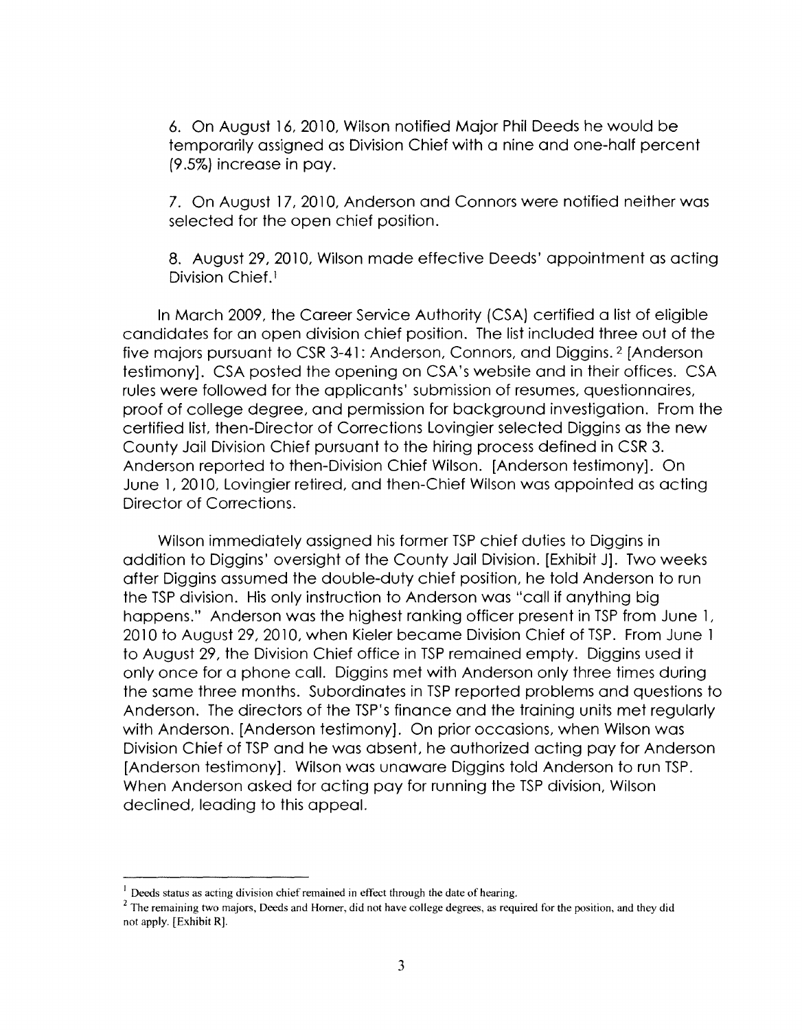6. On August 16, 2010, Wilson notified Major Phil Deeds he would be temporarily assigned as Division Chief with a nine and one-half percent (9.5%) increase in pay.

7. On August 17, 2010, Anderson and Connors were notified neither was selected for the open chief position.

8. August 29, 2010, Wilson made effective Deeds' appointment as acting Division Chief.[1]

In March 2009, the Career Service Authority (CSA) certified a list of eligible candidates for an open division chief position. The list included three out of the five majors pursuant to CSR 3-41: Anderson, Connors, and Diggins.[2] [Anderson testimony]. CSA posted the opening on CSA's website and in their offices. CSA rules were followed for the applicants' submission of resumes, questionnaires, proof of college degree, and permission for background investigation. From the certified list, then-Director of Corrections Lovingier selected Diggins as the new County Jail Division Chief pursuant to the hiring process defined in CSR 3. Anderson reported to then-Division Chief Wilson. [Anderson testimony]. On June 1, 2010, Lovingier retired, and then-Chief Wilson was appointed as acting Director of Corrections.

Wilson immediately assigned his former TSP chief duties to Diggins in addition to Diggins' oversight of the County Jail Division. [Exhibit J]. Two weeks after Diggins assumed the double-duty chief position, he told Anderson to run the TSP division. His only instruction to Anderson was "call if anything big happens." Anderson was the highest ranking officer present in TSP from June 1, 2010 to August 29, 2010, when Kieler became Division Chief of TSP. From June 1 to August 29, the Division Chief office in TSP remained empty. Diggins used it only once for a phone call. Diggins met with Anderson only three times during the same three months. Subordinates in TSP reported problems and questions to Anderson. The directors of the TSP's finance and the training units met regularly with Anderson. [Anderson testimony]. On prior occasions, when Wilson was Division Chief of TSP and he was absent, he authorized acting pay for Anderson [Anderson testimony]. Wilson was unaware Diggins told Anderson to run TSP. When Anderson asked for acting pay for running the TSP division, Wilson declined, leading to this appeal.

---

[1] Deeds status as acting division chief remained in effect through the date of hearing.

[2] The remaining two majors, Deeds and Horner, did not have college degrees, as required for the position, and they did not apply. [Exhibit R].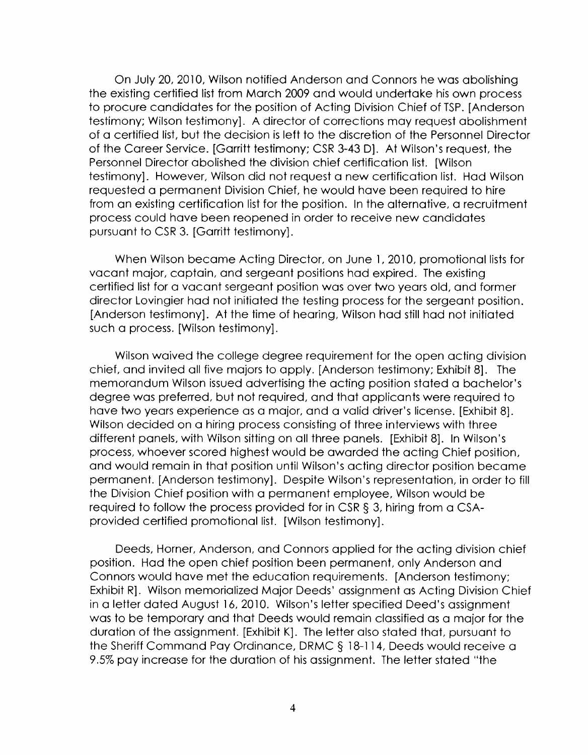On July 20, 2010, Wilson notified Anderson and Connors he was abolishing the existing certified list from March 2009 and would undertake his own process to procure candidates for the position of Acting Division Chief of TSP. [Anderson testimony; Wilson testimony]. A director of corrections may request abolishment of a certified list, but the decision is left to the discretion of the Personnel Director of the Career Service. [Garritt testimony; CSR 3-43 D]. At Wilson's request, the Personnel Director abolished the division chief certification list. [Wilson testimony]. However, Wilson did not request a new certification list. Had Wilson requested a permanent Division Chief, he would have been required to hire from an existing certification list for the position. In the alternative, a recruitment process could have been reopened in order to receive new candidates pursuant to CSR 3. [Garritt testimony].

When Wilson became Acting Director, on June 1, 2010, promotional lists for vacant major, captain, and sergeant positions had expired. The existing certified list for a vacant sergeant position was over two years old, and former director Lovingier had not initiated the testing process for the sergeant position. [Anderson testimony]. At the time of hearing, Wilson had still had not initiated such a process. [Wilson testimony].

Wilson waived the college degree requirement for the open acting division chief, and invited all five majors to apply. [Anderson testimony; Exhibit 8]. The memorandum Wilson issued advertising the acting position stated a bachelor's degree was preferred, but not required, and that applicants were required to have two years experience as a major, and a valid driver's license. [Exhibit 8]. Wilson decided on a hiring process consisting of three interviews with three different panels, with Wilson sitting on all three panels. [Exhibit 8]. In Wilson's process, whoever scored highest would be awarded the acting Chief position, and would remain in that position until Wilson's acting director position became permanent. [Anderson testimony]. Despite Wilson's representation, in order to fill the Division Chief position with a permanent employee, Wilson would be required to follow the process provided for in CSR § 3, hiring from a CSA-provided certified promotional list. [Wilson testimony].

Deeds, Horner, Anderson, and Connors applied for the acting division chief position. Had the open chief position been permanent, only Anderson and Connors would have met the education requirements. [Anderson testimony; Exhibit R]. Wilson memorialized Major Deeds' assignment as Acting Division Chief in a letter dated August 16, 2010. Wilson's letter specified Deed's assignment was to be temporary and that Deeds would remain classified as a major for the duration of the assignment. [Exhibit K]. The letter also stated that, pursuant to the Sheriff Command Pay Ordinance, DRMC § 18-114, Deeds would receive a 9.5% pay increase for the duration of his assignment. The letter stated "the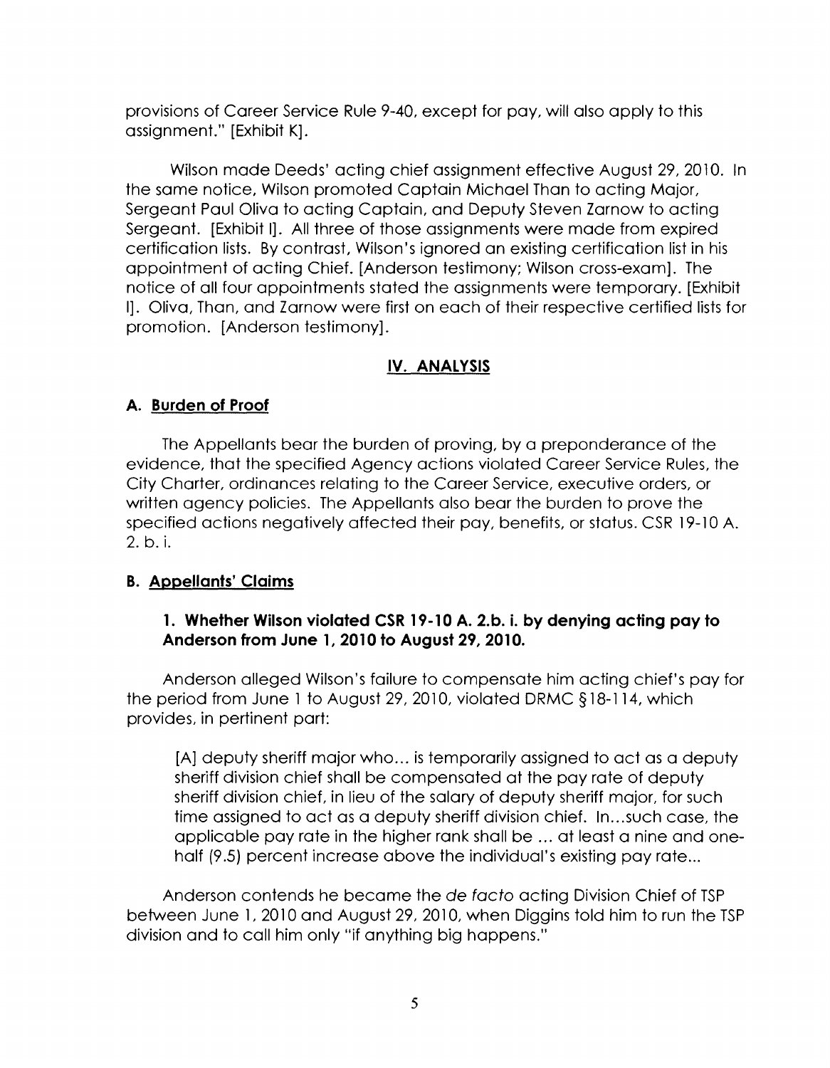provisions of Career Service Rule 9-40, except for pay, will also apply to this assignment." [Exhibit K].

Wilson made Deeds' acting chief assignment effective August 29, 2010. In the same notice, Wilson promoted Captain Michael Than to acting Major, Sergeant Paul Oliva to acting Captain, and Deputy Steven Zarnow to acting Sergeant. [Exhibit I]. All three of those assignments were made from expired certification lists. By contrast, Wilson's ignored an existing certification list in his appointment of acting Chief. [Anderson testimony; Wilson cross-exam]. The notice of all four appointments stated the assignments were temporary. [Exhibit I]. Oliva, Than, and Zarnow were first on each of their respective certified lists for promotion. [Anderson testimony].

## IV. ANALYSIS

### A. Burden of Proof

The Appellants bear the burden of proving, by a preponderance of the evidence, that the specified Agency actions violated Career Service Rules, the City Charter, ordinances relating to the Career Service, executive orders, or written agency policies. The Appellants also bear the burden to prove the specified actions negatively affected their pay, benefits, or status. CSR 19-10 A. 2. b. i.

### B. Appellants' Claims

#### 1. Whether Wilson violated CSR 19-10 A. 2.b. i. by denying acting pay to Anderson from June 1, 2010 to August 29, 2010.

Anderson alleged Wilson's failure to compensate him acting chief's pay for the period from June 1 to August 29, 2010, violated DRMC §18-114, which provides, in pertinent part:

> [A] deputy sheriff major who... is temporarily assigned to act as a deputy sheriff division chief shall be compensated at the pay rate of deputy sheriff division chief, in lieu of the salary of deputy sheriff major, for such time assigned to act as a deputy sheriff division chief. In...such case, the applicable pay rate in the higher rank shall be ... at least a nine and one-half (9.5) percent increase above the individual's existing pay rate...

Anderson contends he became the *de facto* acting Division Chief of TSP between June 1, 2010 and August 29, 2010, when Diggins told him to run the TSP division and to call him only "if anything big happens."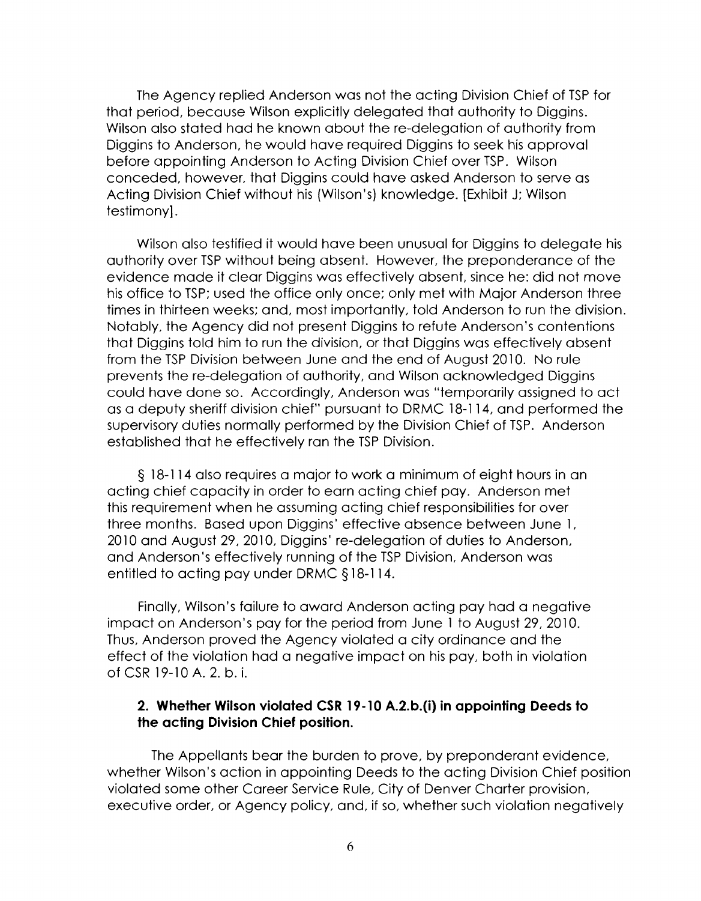The Agency replied Anderson was not the acting Division Chief of TSP for that period, because Wilson explicitly delegated that authority to Diggins. Wilson also stated had he known about the re-delegation of authority from Diggins to Anderson, he would have required Diggins to seek his approval before appointing Anderson to Acting Division Chief over TSP. Wilson conceded, however, that Diggins could have asked Anderson to serve as Acting Division Chief without his (Wilson's) knowledge. [Exhibit J; Wilson testimony].

Wilson also testified it would have been unusual for Diggins to delegate his authority over TSP without being absent. However, the preponderance of the evidence made it clear Diggins was effectively absent, since he: did not move his office to TSP; used the office only once; only met with Major Anderson three times in thirteen weeks; and, most importantly, told Anderson to run the division. Notably, the Agency did not present Diggins to refute Anderson's contentions that Diggins told him to run the division, or that Diggins was effectively absent from the TSP Division between June and the end of August 2010. No rule prevents the re-delegation of authority, and Wilson acknowledged Diggins could have done so. Accordingly, Anderson was "temporarily assigned to act as a deputy sheriff division chief" pursuant to DRMC 18-114, and performed the supervisory duties normally performed by the Division Chief of TSP. Anderson established that he effectively ran the TSP Division.

§ 18-114 also requires a major to work a minimum of eight hours in an acting chief capacity in order to earn acting chief pay. Anderson met this requirement when he assuming acting chief responsibilities for over three months. Based upon Diggins' effective absence between June 1, 2010 and August 29, 2010, Diggins' re-delegation of duties to Anderson, and Anderson's effectively running of the TSP Division, Anderson was entitled to acting pay under DRMC §18-114.

Finally, Wilson's failure to award Anderson acting pay had a negative impact on Anderson's pay for the period from June 1 to August 29, 2010. Thus, Anderson proved the Agency violated a city ordinance and the effect of the violation had a negative impact on his pay, both in violation of CSR 19-10 A. 2. b. i.

### 2. Whether Wilson violated CSR 19-10 A.2.b.(i) in appointing Deeds to the acting Division Chief position.

The Appellants bear the burden to prove, by preponderant evidence, whether Wilson's action in appointing Deeds to the acting Division Chief position violated some other Career Service Rule, City of Denver Charter provision, executive order, or Agency policy, and, if so, whether such violation negatively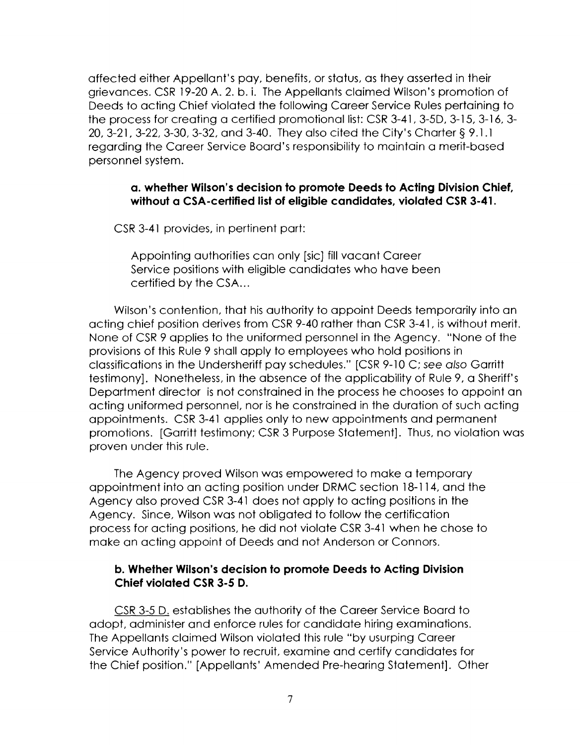affected either Appellant's pay, benefits, or status, as they asserted in their grievances. CSR 19-20 A. 2. b. i. The Appellants claimed Wilson's promotion of Deeds to acting Chief violated the following Career Service Rules pertaining to the process for creating a certified promotional list: CSR 3-41, 3-5D, 3-15, 3-16, 3-20, 3-21, 3-22, 3-30, 3-32, and 3-40. They also cited the City's Charter § 9.1.1 regarding the Career Service Board's responsibility to maintain a merit-based personnel system.

**a. whether Wilson's decision to promote Deeds to Acting Division Chief, without a CSA-certified list of eligible candidates, violated CSR 3-41.**

CSR 3-41 provides, in pertinent part:

> Appointing authorities can only [sic] fill vacant Career Service positions with eligible candidates who have been certified by the CSA...

Wilson's contention, that his authority to appoint Deeds temporarily into an acting chief position derives from CSR 9-40 rather than CSR 3-41, is without merit. None of CSR 9 applies to the uniformed personnel in the Agency. "None of the provisions of this Rule 9 shall apply to employees who hold positions in classifications in the Undersheriff pay schedules." [CSR 9-10 C; *see also* Garritt testimony]. Nonetheless, in the absence of the applicability of Rule 9, a Sheriff's Department director is not constrained in the process he chooses to appoint an acting uniformed personnel, nor is he constrained in the duration of such acting appointments. CSR 3-41 applies only to new appointments and permanent promotions. [Garritt testimony; CSR 3 Purpose Statement]. Thus, no violation was proven under this rule.

The Agency proved Wilson was empowered to make a temporary appointment into an acting position under DRMC section 18-114, and the Agency also proved CSR 3-41 does not apply to acting positions in the Agency. Since, Wilson was not obligated to follow the certification process for acting positions, he did not violate CSR 3-41 when he chose to make an acting appoint of Deeds and not Anderson or Connors.

**b. Whether Wilson's decision to promote Deeds to Acting Division Chief violated CSR 3-5 D.**

<u>CSR 3-5 D.</u> establishes the authority of the Career Service Board to adopt, administer and enforce rules for candidate hiring examinations. The Appellants claimed Wilson violated this rule "by usurping Career Service Authority's power to recruit, examine and certify candidates for the Chief position." [Appellants' Amended Pre-hearing Statement]. Other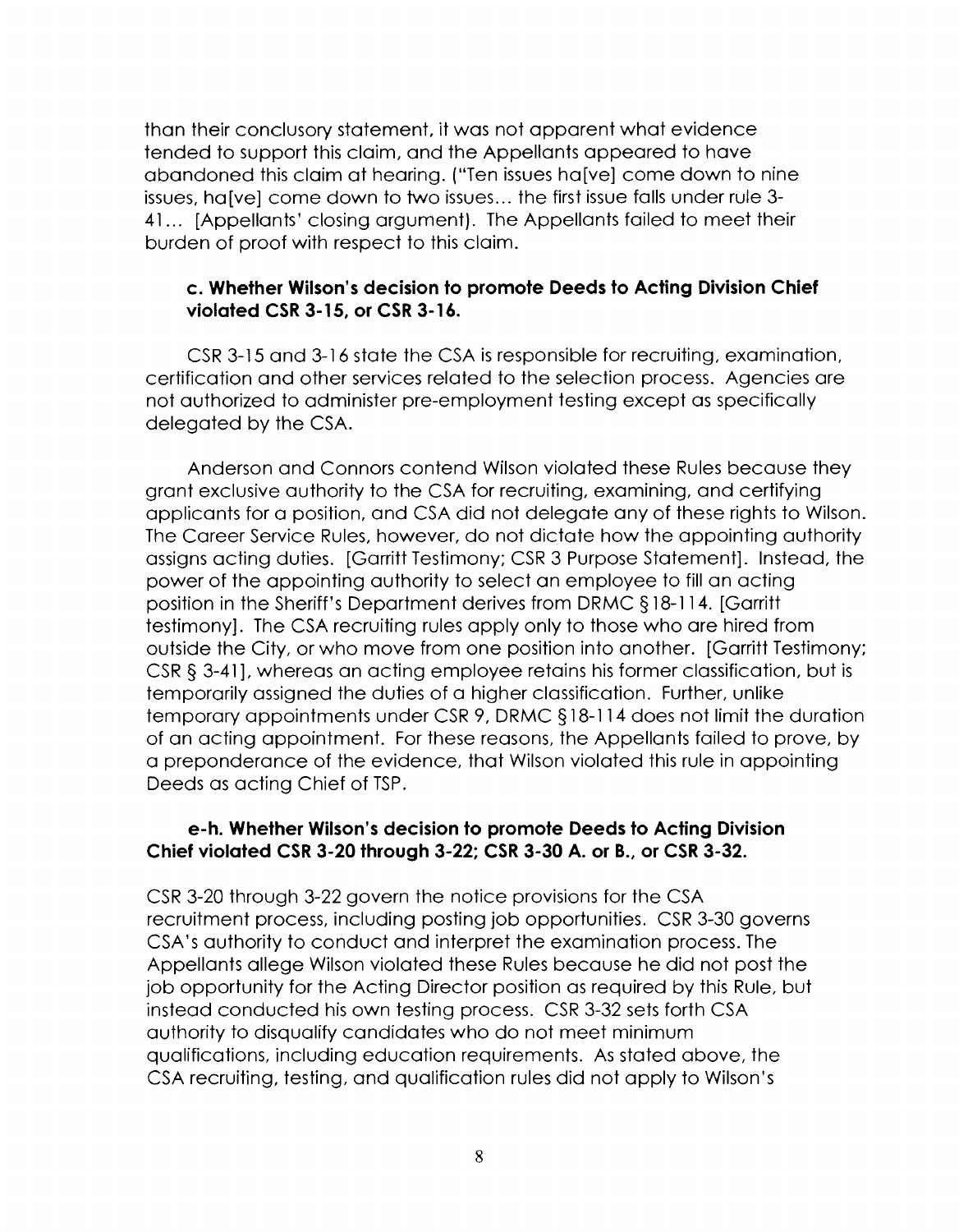than their conclusory statement, it was not apparent what evidence tended to support this claim, and the Appellants appeared to have abandoned this claim at hearing. ("Ten issues ha[ve] come down to nine issues, ha[ve] come down to two issues… the first issue falls under rule 3-41… [Appellants' closing argument). The Appellants failed to meet their burden of proof with respect to this claim.

### c. Whether Wilson's decision to promote Deeds to Acting Division Chief violated CSR 3-15, or CSR 3-16.

CSR 3-15 and 3-16 state the CSA is responsible for recruiting, examination, certification and other services related to the selection process. Agencies are not authorized to administer pre-employment testing except as specifically delegated by the CSA.

Anderson and Connors contend Wilson violated these Rules because they grant exclusive authority to the CSA for recruiting, examining, and certifying applicants for a position, and CSA did not delegate any of these rights to Wilson. The Career Service Rules, however, do not dictate how the appointing authority assigns acting duties. [Garritt Testimony; CSR 3 Purpose Statement]. Instead, the power of the appointing authority to select an employee to fill an acting position in the Sheriff's Department derives from DRMC §18-114. [Garritt testimony]. The CSA recruiting rules apply only to those who are hired from outside the City, or who move from one position into another. [Garritt Testimony; CSR § 3-41], whereas an acting employee retains his former classification, but is temporarily assigned the duties of a higher classification. Further, unlike temporary appointments under CSR 9, DRMC §18-114 does not limit the duration of an acting appointment. For these reasons, the Appellants failed to prove, by a preponderance of the evidence, that Wilson violated this rule in appointing Deeds as acting Chief of TSP.

### e-h. Whether Wilson's decision to promote Deeds to Acting Division Chief violated CSR 3-20 through 3-22; CSR 3-30 A. or B., or CSR 3-32.

CSR 3-20 through 3-22 govern the notice provisions for the CSA recruitment process, including posting job opportunities. CSR 3-30 governs CSA's authority to conduct and interpret the examination process. The Appellants allege Wilson violated these Rules because he did not post the job opportunity for the Acting Director position as required by this Rule, but instead conducted his own testing process. CSR 3-32 sets forth CSA authority to disqualify candidates who do not meet minimum qualifications, including education requirements. As stated above, the CSA recruiting, testing, and qualification rules did not apply to Wilson's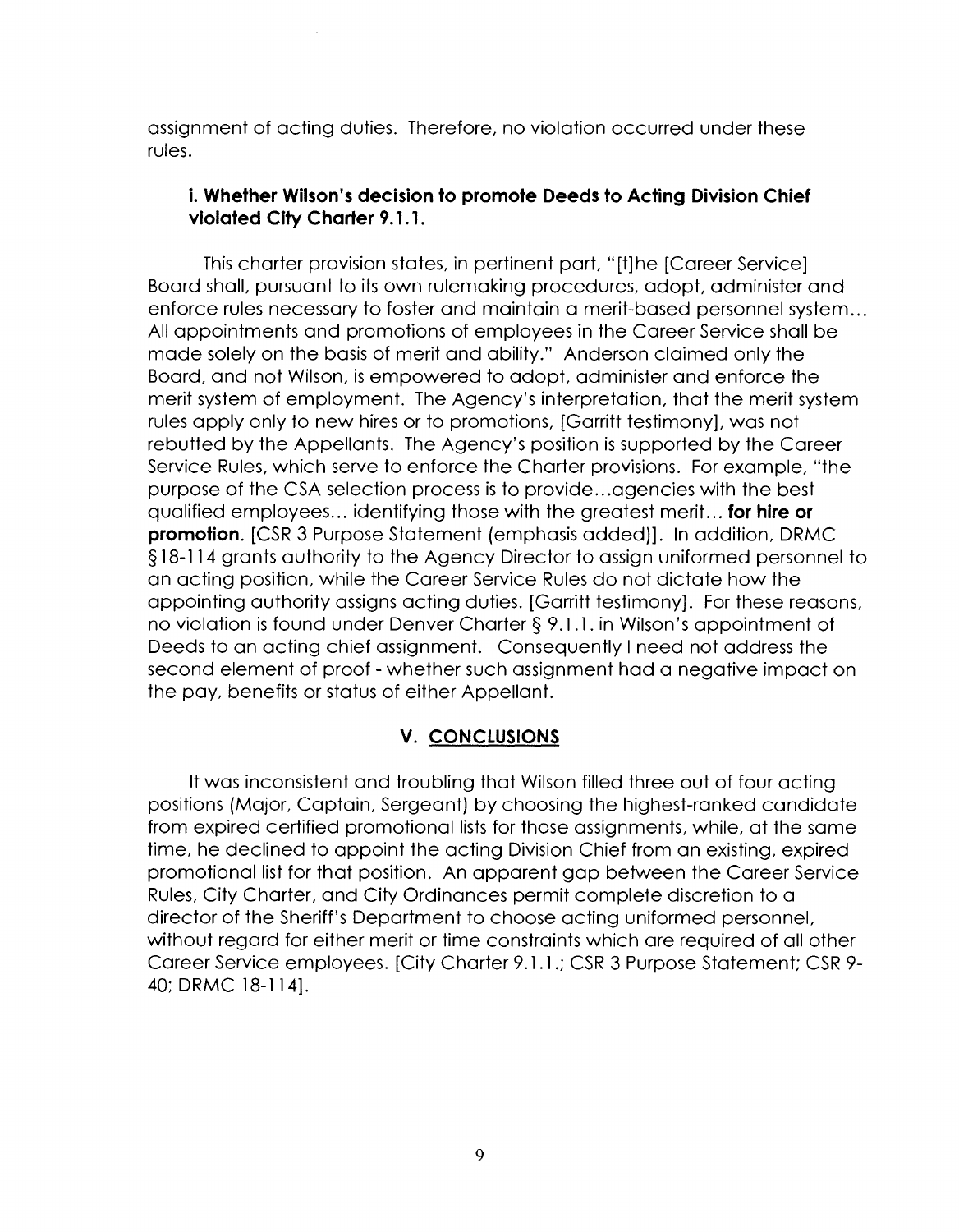assignment of acting duties. Therefore, no violation occurred under these rules.

### i. Whether Wilson's decision to promote Deeds to Acting Division Chief violated City Charter 9.1.1.

This charter provision states, in pertinent part, "[t]he [Career Service] Board shall, pursuant to its own rulemaking procedures, adopt, administer and enforce rules necessary to foster and maintain a merit-based personnel system... All appointments and promotions of employees in the Career Service shall be made solely on the basis of merit and ability." Anderson claimed only the Board, and not Wilson, is empowered to adopt, administer and enforce the merit system of employment. The Agency's interpretation, that the merit system rules apply only to new hires or to promotions, [Garritt testimony], was not rebutted by the Appellants. The Agency's position is supported by the Career Service Rules, which serve to enforce the Charter provisions. For example, "the purpose of the CSA selection process is to provide...agencies with the best qualified employees... identifying those with the greatest merit... **for hire or promotion.** [CSR 3 Purpose Statement (emphasis added)]. In addition, DRMC §18-114 grants authority to the Agency Director to assign uniformed personnel to an acting position, while the Career Service Rules do not dictate how the appointing authority assigns acting duties. [Garritt testimony]. For these reasons, no violation is found under Denver Charter § 9.1.1. in Wilson's appointment of Deeds to an acting chief assignment. Consequently I need not address the second element of proof - whether such assignment had a negative impact on the pay, benefits or status of either Appellant.

## V. CONCLUSIONS

It was inconsistent and troubling that Wilson filled three out of four acting positions (Major, Captain, Sergeant) by choosing the highest-ranked candidate from expired certified promotional lists for those assignments, while, at the same time, he declined to appoint the acting Division Chief from an existing, expired promotional list for that position. An apparent gap between the Career Service Rules, City Charter, and City Ordinances permit complete discretion to a director of the Sheriff's Department to choose acting uniformed personnel, without regard for either merit or time constraints which are required of all other Career Service employees. [City Charter 9.1.1.; CSR 3 Purpose Statement; CSR 9-40; DRMC 18-114].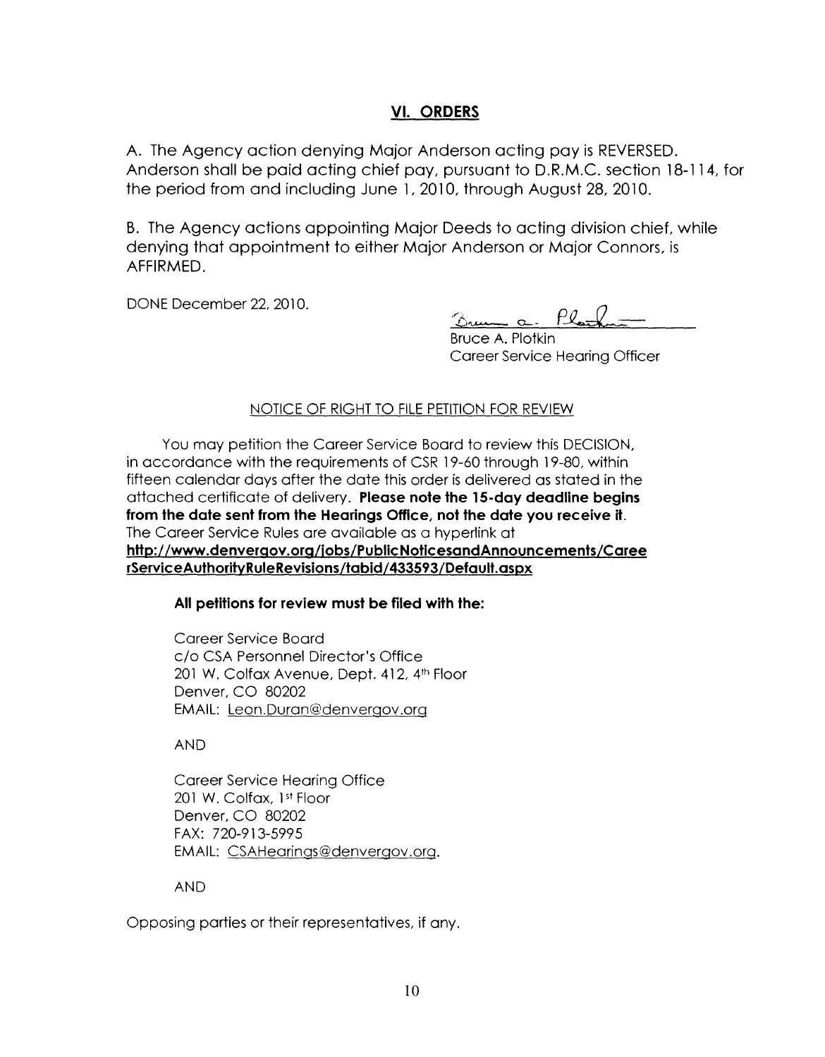## VI. ORDERS

A. The Agency action denying Major Anderson acting pay is REVERSED. Anderson shall be paid acting chief pay, pursuant to D.R.M.C. section 18-114, for the period from and including June 1, 2010, through August 28, 2010.

B. The Agency actions appointing Major Deeds to acting division chief, while denying that appointment to either Major Anderson or Major Connors, is AFFIRMED.

DONE December 22, 2010.

Bruce A. Plotkin
Career Service Hearing Officer

NOTICE OF RIGHT TO FILE PETITION FOR REVIEW

You may petition the Career Service Board to review this DECISION, in accordance with the requirements of CSR 19-60 through 19-80, within fifteen calendar days after the date this order is delivered as stated in the attached certificate of delivery. **Please note the 15-day deadline begins from the date sent from the Hearings Office, not the date you receive it.** The Career Service Rules are available as a hyperlink at **http://www.denvergov.org/jobs/PublicNoticesandAnnouncements/CareerServiceAuthorityRuleRevisions/tabid/433593/Default.aspx**

**All petitions for review must be filed with the:**

Career Service Board
c/o CSA Personnel Director's Office
201 W. Colfax Avenue, Dept. 412, 4th Floor
Denver, CO 80202
EMAIL: Leon.Duran@denvergov.org

AND

Career Service Hearing Office
201 W. Colfax, 1st Floor
Denver, CO 80202
FAX: 720-913-5995
EMAIL: CSAHearings@denvergov.org.

AND

Opposing parties or their representatives, if any.